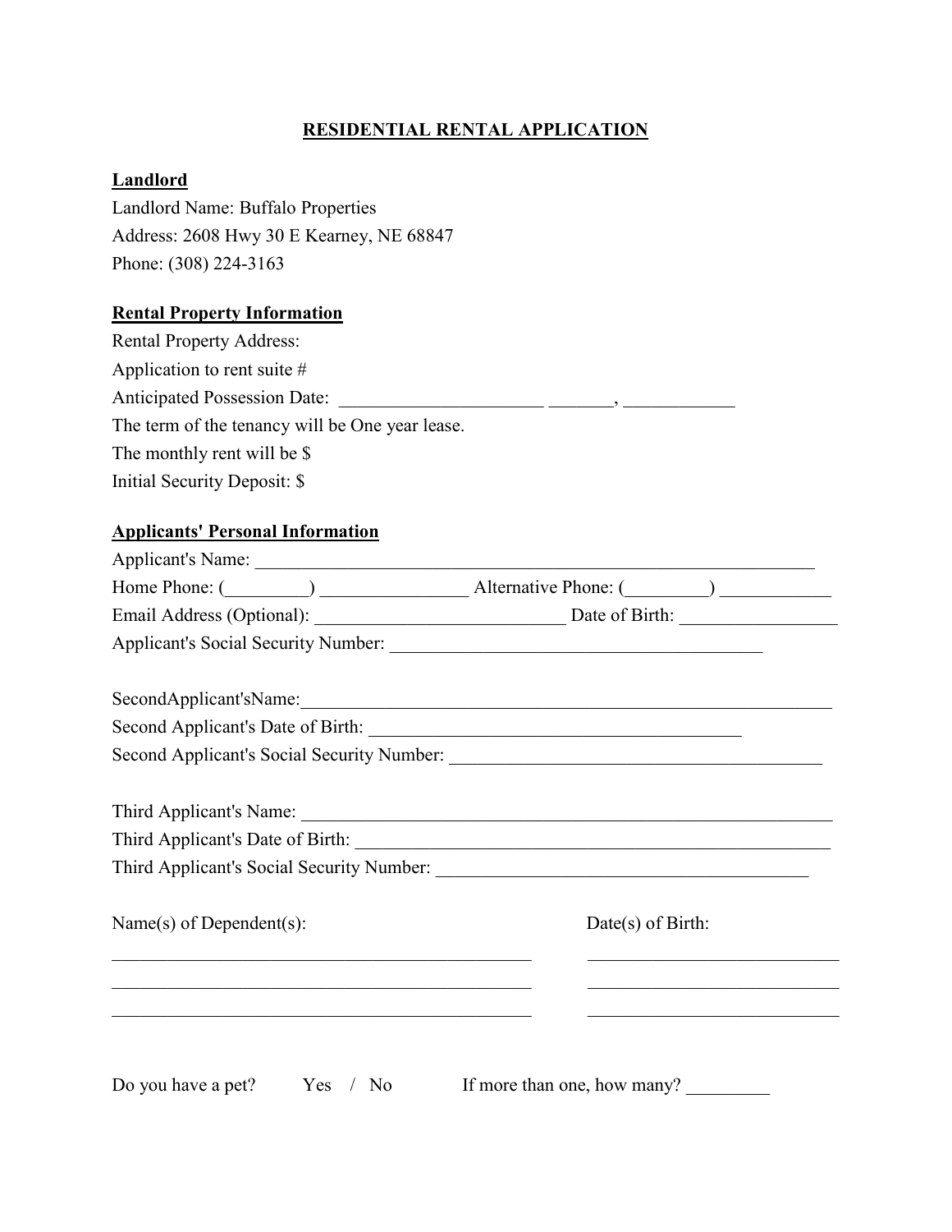# RESIDENTIAL RENTAL APPLICATION

## Landlord

Landlord Name: Buffalo Properties
Address: 2608 Hwy 30 E Kearney, NE 68847
Phone: (308) 224-3163

## Rental Property Information

Rental Property Address:
Application to rent suite #
Anticipated Possession Date: ______________________ _______, ___________
The term of the tenancy will be One year lease.
The monthly rent will be $
Initial Security Deposit: $

## Applicants' Personal Information

Applicant's Name: ____________________________________________________________
Home Phone: (_________) _______________ Alternative Phone: (_________) ___________
Email Address (Optional): ___________________________ Date of Birth: ________________
Applicant's Social Security Number: ________________________________________

SecondApplicant'sName:_________________________________________________________
Second Applicant's Date of Birth: ________________________________________
Second Applicant's Social Security Number: ________________________________________

Third Applicant's Name: _______________________________________________________
Third Applicant's Date of Birth: ____________________________________________________
Third Applicant's Social Security Number: ________________________________________

| Name(s) of Dependent(s): | Date(s) of Birth: |
| --- | --- |
| ______________________________________________ | ___________________________ |
| ______________________________________________ | ___________________________ |
| ______________________________________________ | ___________________________ |

Do you have a pet? Yes / No If more than one, how many? _________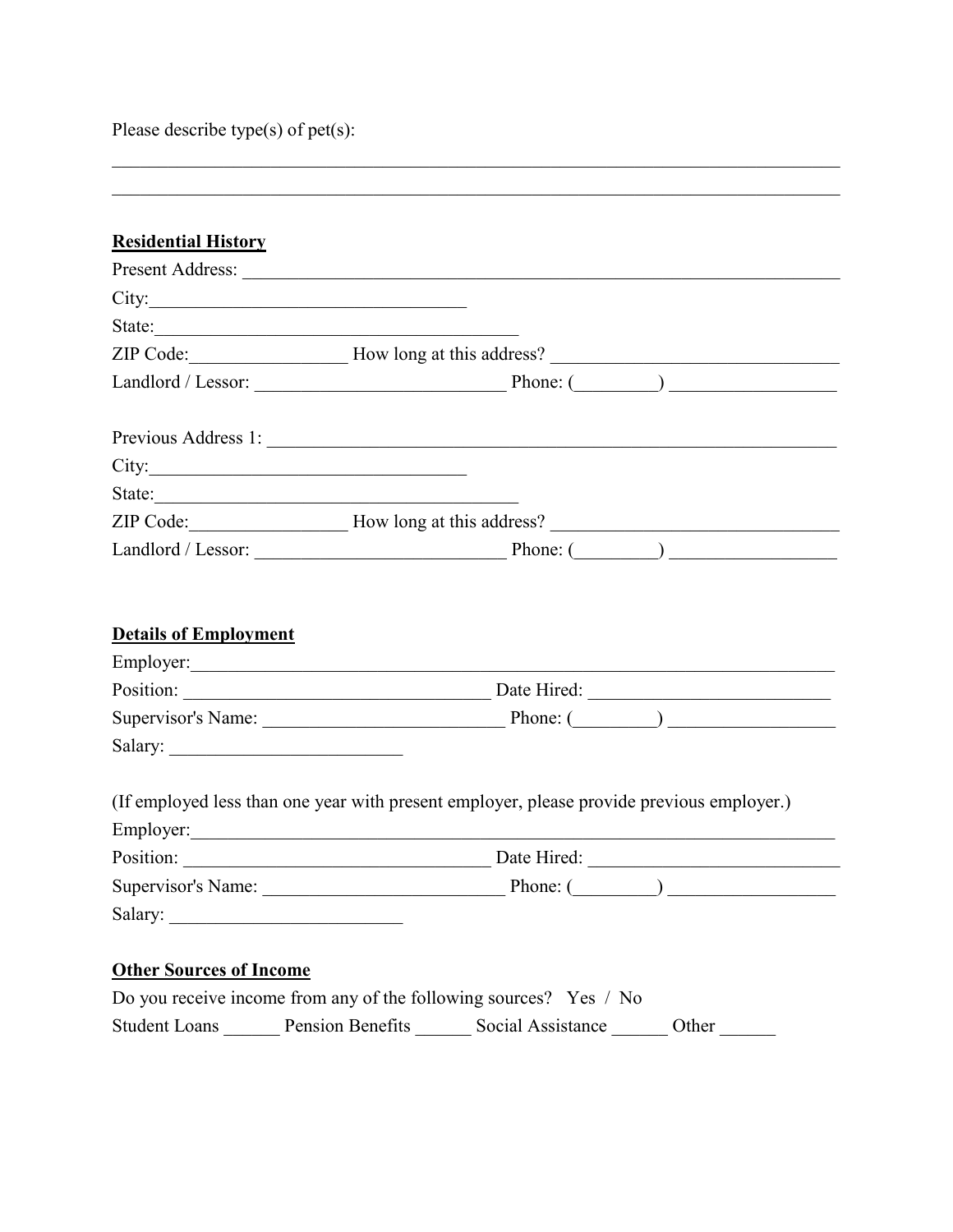Please describe type(s) of pet(s):

\_\_\_\_\_\_\_\_\_\_\_\_\_\_\_\_\_\_\_\_\_\_\_\_\_\_\_\_\_\_\_\_\_\_\_\_\_\_\_\_\_\_\_\_\_\_\_\_\_\_\_\_\_\_\_\_\_\_\_\_\_\_\_\_\_\_\_\_\_\_\_\_\_\_\_\_

\_\_\_\_\_\_\_\_\_\_\_\_\_\_\_\_\_\_\_\_\_\_\_\_\_\_\_\_\_\_\_\_\_\_\_\_\_\_\_\_\_\_\_\_\_\_\_\_\_\_\_\_\_\_\_\_\_\_\_\_\_\_\_\_\_\_\_\_\_\_\_\_\_\_\_\_

**Residential History**

Present Address: \_\_\_\_\_\_\_\_\_\_\_\_\_\_\_\_\_\_\_\_\_\_\_\_\_\_\_\_\_\_\_\_\_\_\_\_\_\_\_\_\_\_\_\_\_\_\_\_\_\_\_\_\_\_\_\_\_\_\_\_

City:\_\_\_\_\_\_\_\_\_\_\_\_\_\_\_\_\_\_\_\_\_\_\_\_\_\_\_\_\_\_\_\_\_\_\_

State:\_\_\_\_\_\_\_\_\_\_\_\_\_\_\_\_\_\_\_\_\_\_\_\_\_\_\_\_\_\_\_\_\_\_\_\_\_\_\_\_

ZIP Code:\_\_\_\_\_\_\_\_\_\_\_\_\_\_\_\_\_ How long at this address? \_\_\_\_\_\_\_\_\_\_\_\_\_\_\_\_\_\_\_\_\_\_\_\_\_\_\_\_\_\_\_

Landlord / Lessor: \_\_\_\_\_\_\_\_\_\_\_\_\_\_\_\_\_\_\_\_\_\_\_\_\_\_\_ Phone: (\_\_\_\_\_\_\_\_\_) \_\_\_\_\_\_\_\_\_\_\_\_\_\_\_\_\_\_

Previous Address 1: \_\_\_\_\_\_\_\_\_\_\_\_\_\_\_\_\_\_\_\_\_\_\_\_\_\_\_\_\_\_\_\_\_\_\_\_\_\_\_\_\_\_\_\_\_\_\_\_\_\_\_\_\_\_\_\_\_\_\_

City:\_\_\_\_\_\_\_\_\_\_\_\_\_\_\_\_\_\_\_\_\_\_\_\_\_\_\_\_\_\_\_\_\_\_\_

State:\_\_\_\_\_\_\_\_\_\_\_\_\_\_\_\_\_\_\_\_\_\_\_\_\_\_\_\_\_\_\_\_\_\_\_\_\_\_\_\_

ZIP Code:\_\_\_\_\_\_\_\_\_\_\_\_\_\_\_\_\_ How long at this address? \_\_\_\_\_\_\_\_\_\_\_\_\_\_\_\_\_\_\_\_\_\_\_\_\_\_\_\_\_\_\_

Landlord / Lessor: \_\_\_\_\_\_\_\_\_\_\_\_\_\_\_\_\_\_\_\_\_\_\_\_\_\_\_ Phone: (\_\_\_\_\_\_\_\_\_) \_\_\_\_\_\_\_\_\_\_\_\_\_\_\_\_\_\_

**Details of Employment**

Employer:\_\_\_\_\_\_\_\_\_\_\_\_\_\_\_\_\_\_\_\_\_\_\_\_\_\_\_\_\_\_\_\_\_\_\_\_\_\_\_\_\_\_\_\_\_\_\_\_\_\_\_\_\_\_\_\_\_\_\_\_\_\_\_\_\_\_\_\_

Position: \_\_\_\_\_\_\_\_\_\_\_\_\_\_\_\_\_\_\_\_\_\_\_\_\_\_\_\_\_\_\_\_\_\_ Date Hired: \_\_\_\_\_\_\_\_\_\_\_\_\_\_\_\_\_\_\_\_\_\_\_\_\_\_

Supervisor's Name: \_\_\_\_\_\_\_\_\_\_\_\_\_\_\_\_\_\_\_\_\_\_\_\_\_\_ Phone: (\_\_\_\_\_\_\_\_\_) \_\_\_\_\_\_\_\_\_\_\_\_\_\_\_\_\_\_

Salary: \_\_\_\_\_\_\_\_\_\_\_\_\_\_\_\_\_\_\_\_\_\_\_\_\_

(If employed less than one year with present employer, please provide previous employer.)

Employer:\_\_\_\_\_\_\_\_\_\_\_\_\_\_\_\_\_\_\_\_\_\_\_\_\_\_\_\_\_\_\_\_\_\_\_\_\_\_\_\_\_\_\_\_\_\_\_\_\_\_\_\_\_\_\_\_\_\_\_\_\_\_\_\_\_\_\_\_

Position: \_\_\_\_\_\_\_\_\_\_\_\_\_\_\_\_\_\_\_\_\_\_\_\_\_\_\_\_\_\_\_\_\_\_ Date Hired: \_\_\_\_\_\_\_\_\_\_\_\_\_\_\_\_\_\_\_\_\_\_\_\_\_\_\_

Supervisor's Name: \_\_\_\_\_\_\_\_\_\_\_\_\_\_\_\_\_\_\_\_\_\_\_\_\_\_ Phone: (\_\_\_\_\_\_\_\_\_) \_\_\_\_\_\_\_\_\_\_\_\_\_\_\_\_\_\_

Salary: \_\_\_\_\_\_\_\_\_\_\_\_\_\_\_\_\_\_\_\_\_\_\_\_\_

**Other Sources of Income**

Do you receive income from any of the following sources? Yes / No

Student Loans \_\_\_\_\_\_ Pension Benefits \_\_\_\_\_\_ Social Assistance \_\_\_\_\_\_ Other \_\_\_\_\_\_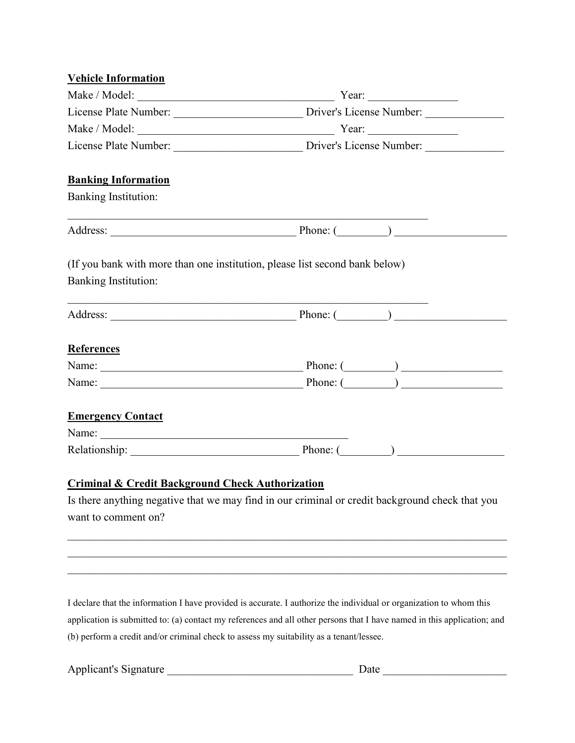**Vehicle Information**

Make / Model: ___________________________________ Year: ________________

License Plate Number: _______________________ Driver's License Number: ______________

Make / Model: ___________________________________ Year: ________________

License Plate Number: _______________________ Driver's License Number: ______________

**Banking Information**

Banking Institution:

_________________________________________________________________

Address: _________________________________ Phone: (_________) ____________________

(If you bank with more than one institution, please list second bank below)

Banking Institution:

_________________________________________________________________

Address: _________________________________ Phone: (_________) ____________________

**References**

Name: ____________________________________ Phone: (_________) __________________

Name: ____________________________________ Phone: (_________) __________________

**Emergency Contact**

Name: ____________________________________________

Relationship: ______________________________ Phone: (_________) ___________________

**Criminal & Credit Background Check Authorization**

Is there anything negative that we may find in our criminal or credit background check that you want to comment on?

_______________________________________________________________________________

_______________________________________________________________________________

_______________________________________________________________________________

I declare that the information I have provided is accurate. I authorize the individual or organization to whom this application is submitted to: (a) contact my references and all other persons that I have named in this application; and (b) perform a credit and/or criminal check to assess my suitability as a tenant/lessee.

Applicant's Signature _________________________________ Date ______________________